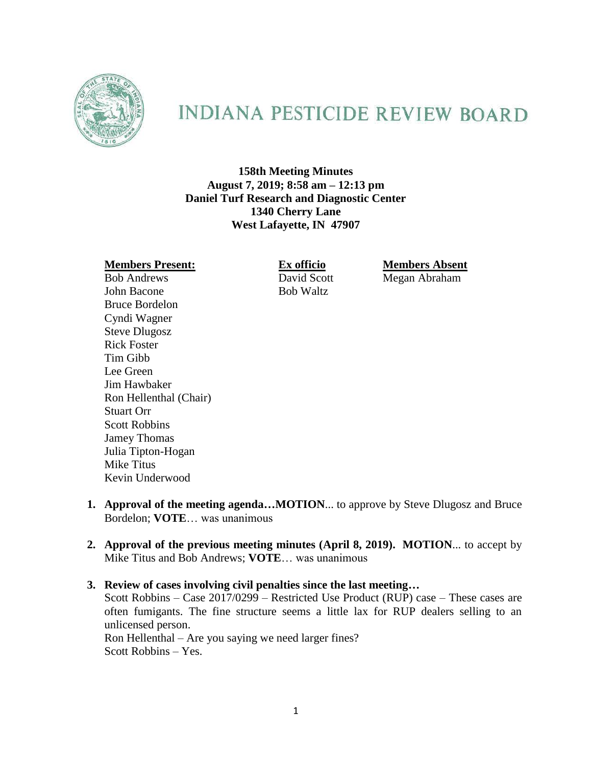# INDIANA PESTICIDE REVIEW BOARD

**158th Meeting Minutes**
**August 7, 2019; 8:58 am – 12:13 pm**
**Daniel Turf Research and Diagnostic Center**
**1340 Cherry Lane**
**West Lafayette, IN 47907**

| **Members Present:** | **Ex officio** | **Members Absent** |
|---|---|---|
| Bob Andrews | David Scott | Megan Abraham |
| John Bacone | Bob Waltz | |
| Bruce Bordelon | | |
| Cyndi Wagner | | |
| Steve Dlugosz | | |
| Rick Foster | | |
| Tim Gibb | | |
| Lee Green | | |
| Jim Hawbaker | | |
| Ron Hellenthal (Chair) | | |
| Stuart Orr | | |
| Scott Robbins | | |
| Jamey Thomas | | |
| Julia Tipton-Hogan | | |
| Mike Titus | | |
| Kevin Underwood | | |

1. **Approval of the meeting agenda…MOTION**... to approve by Steve Dlugosz and Bruce Bordelon; **VOTE**… was unanimous

2. **Approval of the previous meeting minutes (April 8, 2019). MOTION**... to accept by Mike Titus and Bob Andrews; **VOTE**… was unanimous

3. **Review of cases involving civil penalties since the last meeting…**
   Scott Robbins – Case 2017/0299 – Restricted Use Product (RUP) case – These cases are often fumigants. The fine structure seems a little lax for RUP dealers selling to an unlicensed person.
   Ron Hellenthal – Are you saying we need larger fines?
   Scott Robbins – Yes.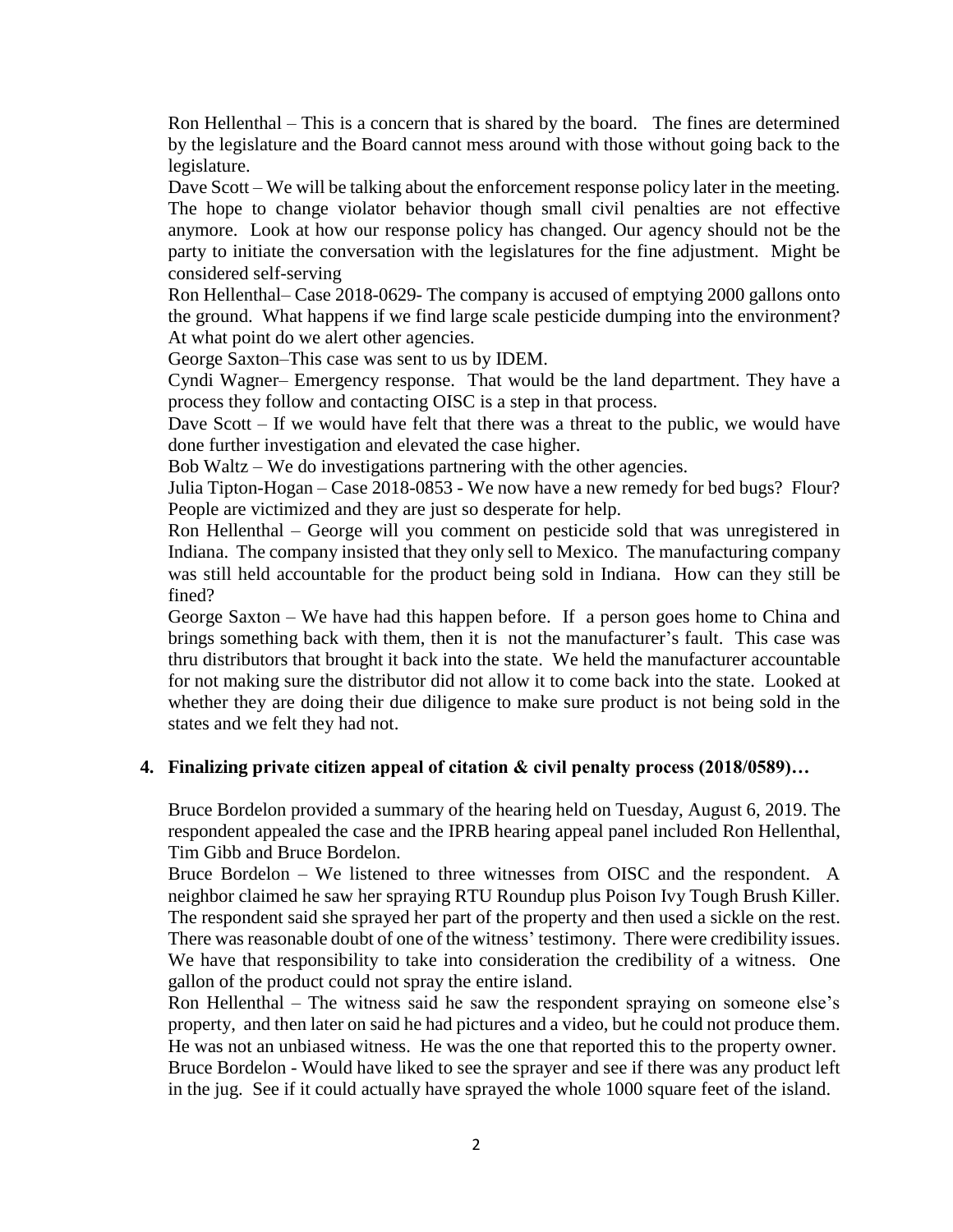Ron Hellenthal – This is a concern that is shared by the board. The fines are determined by the legislature and the Board cannot mess around with those without going back to the legislature.

Dave Scott – We will be talking about the enforcement response policy later in the meeting. The hope to change violator behavior though small civil penalties are not effective anymore. Look at how our response policy has changed. Our agency should not be the party to initiate the conversation with the legislatures for the fine adjustment. Might be considered self-serving

Ron Hellenthal– Case 2018-0629- The company is accused of emptying 2000 gallons onto the ground. What happens if we find large scale pesticide dumping into the environment? At what point do we alert other agencies.

George Saxton–This case was sent to us by IDEM.

Cyndi Wagner– Emergency response. That would be the land department. They have a process they follow and contacting OISC is a step in that process.

Dave Scott – If we would have felt that there was a threat to the public, we would have done further investigation and elevated the case higher.

Bob Waltz – We do investigations partnering with the other agencies.

Julia Tipton-Hogan – Case 2018-0853 - We now have a new remedy for bed bugs? Flour? People are victimized and they are just so desperate for help.

Ron Hellenthal – George will you comment on pesticide sold that was unregistered in Indiana. The company insisted that they only sell to Mexico. The manufacturing company was still held accountable for the product being sold in Indiana. How can they still be fined?

George Saxton – We have had this happen before. If a person goes home to China and brings something back with them, then it is not the manufacturer's fault. This case was thru distributors that brought it back into the state. We held the manufacturer accountable for not making sure the distributor did not allow it to come back into the state. Looked at whether they are doing their due diligence to make sure product is not being sold in the states and we felt they had not.

**4. Finalizing private citizen appeal of citation & civil penalty process (2018/0589)…**

Bruce Bordelon provided a summary of the hearing held on Tuesday, August 6, 2019. The respondent appealed the case and the IPRB hearing appeal panel included Ron Hellenthal, Tim Gibb and Bruce Bordelon.

Bruce Bordelon – We listened to three witnesses from OISC and the respondent. A neighbor claimed he saw her spraying RTU Roundup plus Poison Ivy Tough Brush Killer. The respondent said she sprayed her part of the property and then used a sickle on the rest. There was reasonable doubt of one of the witness' testimony. There were credibility issues. We have that responsibility to take into consideration the credibility of a witness. One gallon of the product could not spray the entire island.

Ron Hellenthal – The witness said he saw the respondent spraying on someone else's property, and then later on said he had pictures and a video, but he could not produce them. He was not an unbiased witness. He was the one that reported this to the property owner.

Bruce Bordelon - Would have liked to see the sprayer and see if there was any product left in the jug. See if it could actually have sprayed the whole 1000 square feet of the island.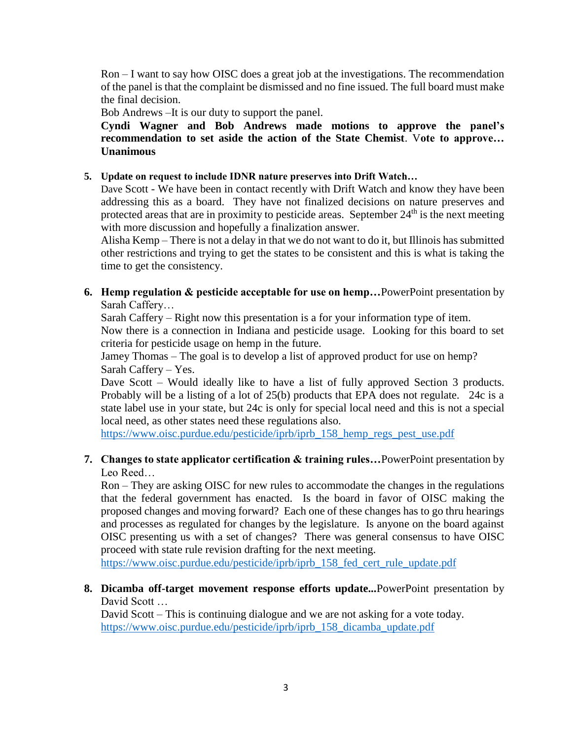Ron – I want to say how OISC does a great job at the investigations. The recommendation of the panel is that the complaint be dismissed and no fine issued. The full board must make the final decision.

Bob Andrews –It is our duty to support the panel.

**Cyndi Wagner and Bob Andrews made motions to approve the panel's recommendation to set aside the action of the State Chemist**. Vote to approve… **Unanimous**

5. **Update on request to include IDNR nature preserves into Drift Watch…**

   Dave Scott - We have been in contact recently with Drift Watch and know they have been addressing this as a board. They have not finalized decisions on nature preserves and protected areas that are in proximity to pesticide areas. September 24th is the next meeting with more discussion and hopefully a finalization answer.

   Alisha Kemp – There is not a delay in that we do not want to do it, but Illinois has submitted other restrictions and trying to get the states to be consistent and this is what is taking the time to get the consistency.

6. **Hemp regulation & pesticide acceptable for use on hemp…**PowerPoint presentation by Sarah Caffery…

   Sarah Caffery – Right now this presentation is a for your information type of item.

   Now there is a connection in Indiana and pesticide usage. Looking for this board to set criteria for pesticide usage on hemp in the future.

   Jamey Thomas – The goal is to develop a list of approved product for use on hemp?

   Sarah Caffery – Yes.

   Dave Scott – Would ideally like to have a list of fully approved Section 3 products. Probably will be a listing of a lot of 25(b) products that EPA does not regulate. 24c is a state label use in your state, but 24c is only for special local need and this is not a special local need, as other states need these regulations also.

   https://www.oisc.purdue.edu/pesticide/iprb/iprb_158_hemp_regs_pest_use.pdf

7. **Changes to state applicator certification & training rules…**PowerPoint presentation by Leo Reed…

   Ron – They are asking OISC for new rules to accommodate the changes in the regulations that the federal government has enacted. Is the board in favor of OISC making the proposed changes and moving forward? Each one of these changes has to go thru hearings and processes as regulated for changes by the legislature. Is anyone on the board against OISC presenting us with a set of changes? There was general consensus to have OISC proceed with state rule revision drafting for the next meeting.

   https://www.oisc.purdue.edu/pesticide/iprb/iprb_158_fed_cert_rule_update.pdf

8. **Dicamba off-target movement response efforts update...**PowerPoint presentation by David Scott …

   David Scott – This is continuing dialogue and we are not asking for a vote today.

   https://www.oisc.purdue.edu/pesticide/iprb/iprb_158_dicamba_update.pdf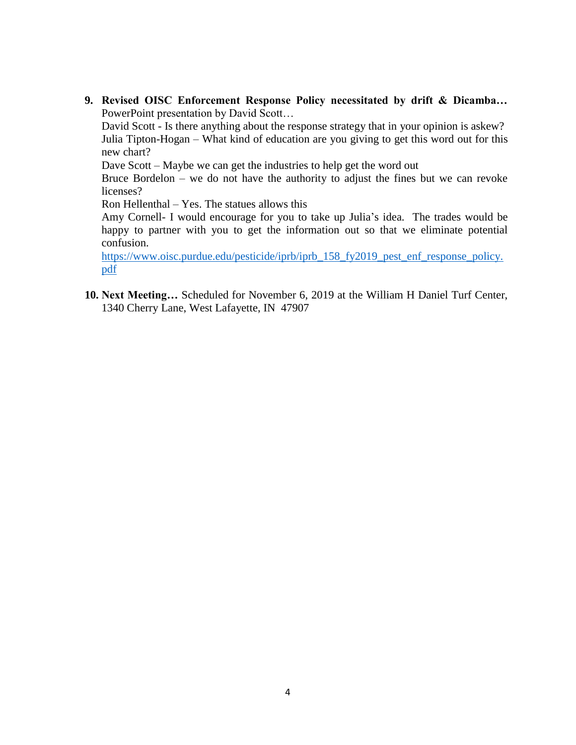9. **Revised OISC Enforcement Response Policy necessitated by drift & Dicamba…** PowerPoint presentation by David Scott…
   David Scott - Is there anything about the response strategy that in your opinion is askew?
   Julia Tipton-Hogan – What kind of education are you giving to get this word out for this new chart?
   Dave Scott – Maybe we can get the industries to help get the word out
   Bruce Bordelon – we do not have the authority to adjust the fines but we can revoke licenses?
   Ron Hellenthal – Yes. The statues allows this
   Amy Cornell- I would encourage for you to take up Julia's idea. The trades would be happy to partner with you to get the information out so that we eliminate potential confusion.
   https://www.oisc.purdue.edu/pesticide/iprb/iprb_158_fy2019_pest_enf_response_policy.pdf

10. **Next Meeting…** Scheduled for November 6, 2019 at the William H Daniel Turf Center, 1340 Cherry Lane, West Lafayette, IN 47907